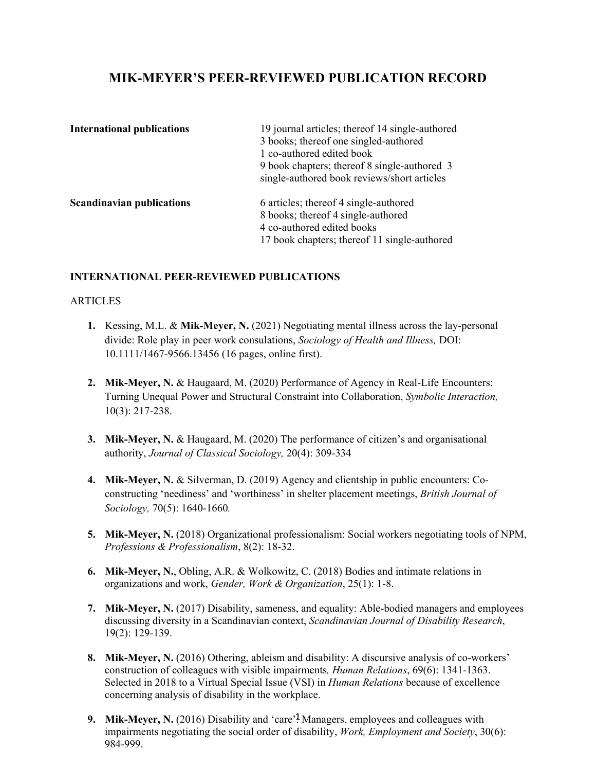# MIK-MEYER'S PEER-REVIEWED PUBLICATION RECORD

| | |
|---|---|
| **International publications** | 19 journal articles; thereof 14 single-authored<br>3 books; thereof one singled-authored<br>1 co-authored edited book<br>9 book chapters; thereof 8 single-authored 3 single-authored book reviews/short articles |
| **Scandinavian publications** | 6 articles; thereof 4 single-authored<br>8 books; thereof 4 single-authored<br>4 co-authored edited books<br>17 book chapters; thereof 11 single-authored |

## INTERNATIONAL PEER-REVIEWED PUBLICATIONS

### ARTICLES

1. Kessing, M.L. & **Mik-Meyer, N.** (2021) Negotiating mental illness across the lay-personal divide: Role play in peer work consulations, *Sociology of Health and Illness,* DOI: 10.1111/1467-9566.13456 (16 pages, online first).

2. **Mik-Meyer, N.** & Haugaard, M. (2020) Performance of Agency in Real-Life Encounters: Turning Unequal Power and Structural Constraint into Collaboration, *Symbolic Interaction,* 10(3): 217-238.

3. **Mik-Meyer, N.** & Haugaard, M. (2020) The performance of citizen's and organisational authority, *Journal of Classical Sociology,* 20(4): 309-334

4. **Mik-Meyer, N.** & Silverman, D. (2019) Agency and clientship in public encounters: Co-constructing 'neediness' and 'worthiness' in shelter placement meetings, *British Journal of Sociology,* 70(5): 1640-1660*.*

5. **Mik-Meyer, N.** (2018) Organizational professionalism: Social workers negotiating tools of NPM, *Professions & Professionalism*, 8(2): 18-32.

6. **Mik-Meyer, N.**, Obling, A.R. & Wolkowitz, C. (2018) Bodies and intimate relations in organizations and work, *Gender, Work & Organization*, 25(1): 1-8.

7. **Mik-Meyer, N.** (2017) Disability, sameness, and equality: Able-bodied managers and employees discussing diversity in a Scandinavian context, *Scandinavian Journal of Disability Research*, 19(2): 129-139.

8. **Mik-Meyer, N.** (2016) Othering, ableism and disability: A discursive analysis of co-workers' construction of colleagues with visible impairments*, Human Relations*, 69(6): 1341-1363. Selected in 2018 to a Virtual Special Issue (VSI) in *Human Relations* because of excellence concerning analysis of disability in the workplace.

9. **Mik-Meyer, N.** (2016) Disability and 'care': Managers, employees and colleagues with impairments negotiating the social order of disability, *Work, Employment and Society*, 30(6): 984-999.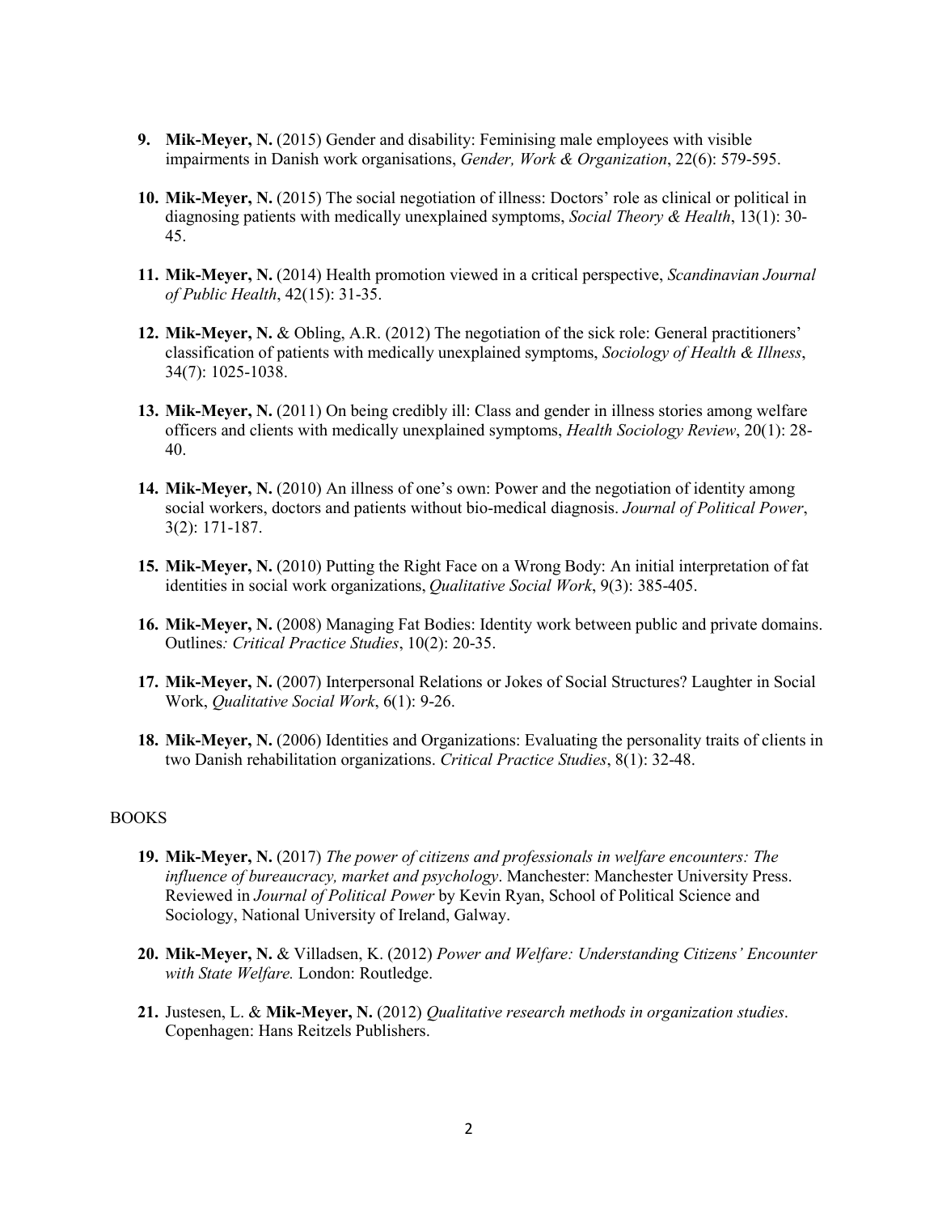9. **Mik-Meyer, N.** (2015) Gender and disability: Feminising male employees with visible impairments in Danish work organisations, *Gender, Work & Organization*, 22(6): 579-595.

10. **Mik-Meyer, N.** (2015) The social negotiation of illness: Doctors' role as clinical or political in diagnosing patients with medically unexplained symptoms, *Social Theory & Health*, 13(1): 30-45.

11. **Mik-Meyer, N.** (2014) Health promotion viewed in a critical perspective, *Scandinavian Journal of Public Health*, 42(15): 31-35.

12. **Mik-Meyer, N.** & Obling, A.R. (2012) The negotiation of the sick role: General practitioners' classification of patients with medically unexplained symptoms, *Sociology of Health & Illness*, 34(7): 1025-1038.

13. **Mik-Meyer, N.** (2011) On being credibly ill: Class and gender in illness stories among welfare officers and clients with medically unexplained symptoms, *Health Sociology Review*, 20(1): 28-40.

14. **Mik-Meyer, N.** (2010) An illness of one's own: Power and the negotiation of identity among social workers, doctors and patients without bio-medical diagnosis. *Journal of Political Power*, 3(2): 171-187.

15. **Mik-Meyer, N.** (2010) Putting the Right Face on a Wrong Body: An initial interpretation of fat identities in social work organizations, *Qualitative Social Work*, 9(3): 385-405.

16. **Mik-Meyer, N.** (2008) Managing Fat Bodies: Identity work between public and private domains. Outlines*: Critical Practice Studies*, 10(2): 20-35.

17. **Mik-Meyer, N.** (2007) Interpersonal Relations or Jokes of Social Structures? Laughter in Social Work, *Qualitative Social Work*, 6(1): 9-26.

18. **Mik-Meyer, N.** (2006) Identities and Organizations: Evaluating the personality traits of clients in two Danish rehabilitation organizations. *Critical Practice Studies*, 8(1): 32-48.

BOOKS

19. **Mik-Meyer, N.** (2017) *The power of citizens and professionals in welfare encounters: The influence of bureaucracy, market and psychology*. Manchester: Manchester University Press. Reviewed in *Journal of Political Power* by Kevin Ryan, School of Political Science and Sociology, National University of Ireland, Galway.

20. **Mik-Meyer, N.** & Villadsen, K. (2012) *Power and Welfare: Understanding Citizens' Encounter with State Welfare.* London: Routledge.

21. Justesen, L. & **Mik-Meyer, N.** (2012) *Qualitative research methods in organization studies*. Copenhagen: Hans Reitzels Publishers.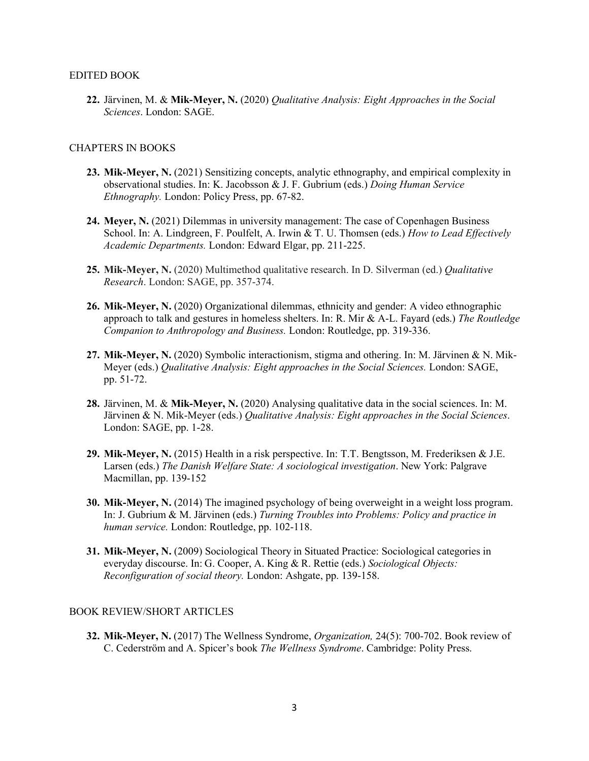EDITED BOOK

22. Järvinen, M. & **Mik-Meyer, N.** (2020) *Qualitative Analysis: Eight Approaches in the Social Sciences*. London: SAGE.

CHAPTERS IN BOOKS

23. **Mik-Meyer, N.** (2021) Sensitizing concepts, analytic ethnography, and empirical complexity in observational studies. In: K. Jacobsson & J. F. Gubrium (eds.) *Doing Human Service Ethnography.* London: Policy Press, pp. 67-82.

24. **Meyer, N.** (2021) Dilemmas in university management: The case of Copenhagen Business School. In: A. Lindgreen, F. Poulfelt, A. Irwin & T. U. Thomsen (eds.) *How to Lead Effectively Academic Departments.* London: Edward Elgar, pp. 211-225.

25. **Mik-Meyer, N.** (2020) Multimethod qualitative research. In D. Silverman (ed.) *Qualitative Research*. London: SAGE, pp. 357-374.

26. **Mik-Meyer, N.** (2020) Organizational dilemmas, ethnicity and gender: A video ethnographic approach to talk and gestures in homeless shelters. In: R. Mir & A-L. Fayard (eds.) *The Routledge Companion to Anthropology and Business.* London: Routledge, pp. 319-336.

27. **Mik-Meyer, N.** (2020) Symbolic interactionism, stigma and othering. In: M. Järvinen & N. Mik-Meyer (eds.) *Qualitative Analysis: Eight approaches in the Social Sciences.* London: SAGE, pp. 51-72.

28. Järvinen, M. & **Mik-Meyer, N.** (2020) Analysing qualitative data in the social sciences. In: M. Järvinen & N. Mik-Meyer (eds.) *Qualitative Analysis: Eight approaches in the Social Sciences*. London: SAGE, pp. 1-28.

29. **Mik-Meyer, N.** (2015) Health in a risk perspective. In: T.T. Bengtsson, M. Frederiksen & J.E. Larsen (eds.) *The Danish Welfare State: A sociological investigation*. New York: Palgrave Macmillan, pp. 139-152

30. **Mik-Meyer, N.** (2014) The imagined psychology of being overweight in a weight loss program. In: J. Gubrium & M. Järvinen (eds.) *Turning Troubles into Problems: Policy and practice in human service.* London: Routledge, pp. 102-118.

31. **Mik-Meyer, N.** (2009) Sociological Theory in Situated Practice: Sociological categories in everyday discourse. In: G. Cooper, A. King & R. Rettie (eds.) *Sociological Objects: Reconfiguration of social theory.* London: Ashgate, pp. 139-158.

BOOK REVIEW/SHORT ARTICLES

32. **Mik-Meyer, N.** (2017) The Wellness Syndrome, *Organization,* 24(5): 700-702. Book review of C. Cederström and A. Spicer's book *The Wellness Syndrome*. Cambridge: Polity Press.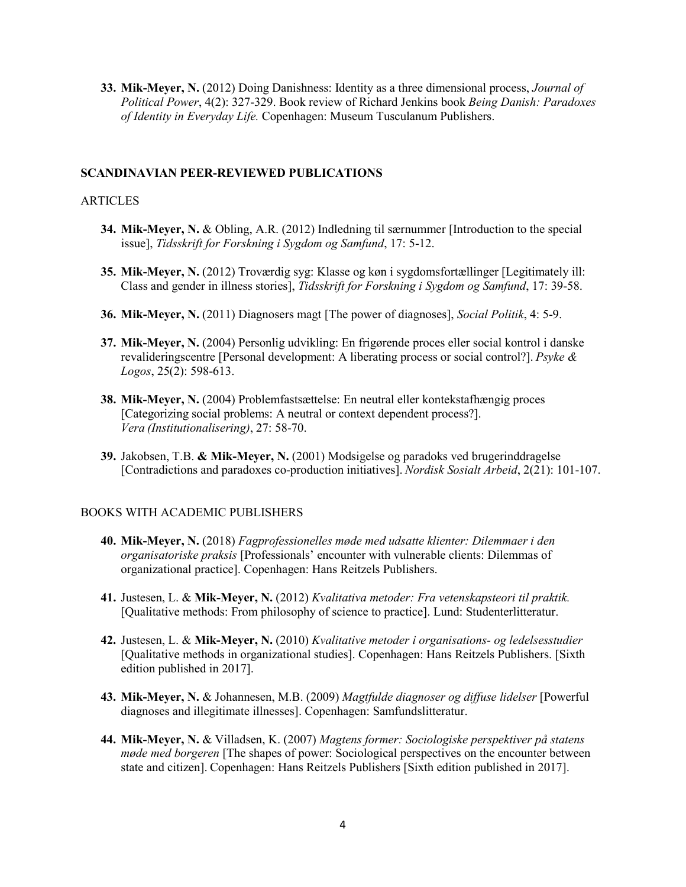33. **Mik-Meyer, N.** (2012) Doing Danishness: Identity as a three dimensional process, *Journal of Political Power*, 4(2): 327-329. Book review of Richard Jenkins book *Being Danish: Paradoxes of Identity in Everyday Life.* Copenhagen: Museum Tusculanum Publishers.

## SCANDINAVIAN PEER-REVIEWED PUBLICATIONS

### ARTICLES

34. **Mik-Meyer, N.** & Obling, A.R. (2012) Indledning til særnummer [Introduction to the special issue], *Tidsskrift for Forskning i Sygdom og Samfund*, 17: 5-12.

35. **Mik-Meyer, N.** (2012) Troværdig syg: Klasse og køn i sygdomsfortællinger [Legitimately ill: Class and gender in illness stories], *Tidsskrift for Forskning i Sygdom og Samfund*, 17: 39-58.

36. **Mik-Meyer, N.** (2011) Diagnosers magt [The power of diagnoses], *Social Politik*, 4: 5-9.

37. **Mik-Meyer, N.** (2004) Personlig udvikling: En frigørende proces eller social kontrol i danske revalideringscentre [Personal development: A liberating process or social control?]. *Psyke & Logos*, 25(2): 598-613.

38. **Mik-Meyer, N.** (2004) Problemfastsættelse: En neutral eller kontekstafhængig proces [Categorizing social problems: A neutral or context dependent process?]. *Vera (Institutionalisering)*, 27: 58-70.

39. Jakobsen, T.B. **& Mik-Meyer, N.** (2001) Modsigelse og paradoks ved brugerinddragelse [Contradictions and paradoxes co-production initiatives]. *Nordisk Sosialt Arbeid*, 2(21): 101-107.

### BOOKS WITH ACADEMIC PUBLISHERS

40. **Mik-Meyer, N.** (2018) *Fagprofessionelles møde med udsatte klienter: Dilemmaer i den organisatoriske praksis* [Professionals' encounter with vulnerable clients: Dilemmas of organizational practice]. Copenhagen: Hans Reitzels Publishers.

41. Justesen, L. & **Mik-Meyer, N.** (2012) *Kvalitativa metoder: Fra vetenskapsteori til praktik.* [Qualitative methods: From philosophy of science to practice]. Lund: Studenterlitteratur.

42. Justesen, L. & **Mik-Meyer, N.** (2010) *Kvalitative metoder i organisations- og ledelsesstudier* [Qualitative methods in organizational studies]. Copenhagen: Hans Reitzels Publishers. [Sixth edition published in 2017].

43. **Mik-Meyer, N.** & Johannesen, M.B. (2009) *Magtfulde diagnoser og diffuse lidelser* [Powerful diagnoses and illegitimate illnesses]. Copenhagen: Samfundslitteratur.

44. **Mik-Meyer, N.** & Villadsen, K. (2007) *Magtens former: Sociologiske perspektiver på statens møde med borgeren* [The shapes of power: Sociological perspectives on the encounter between state and citizen]. Copenhagen: Hans Reitzels Publishers [Sixth edition published in 2017].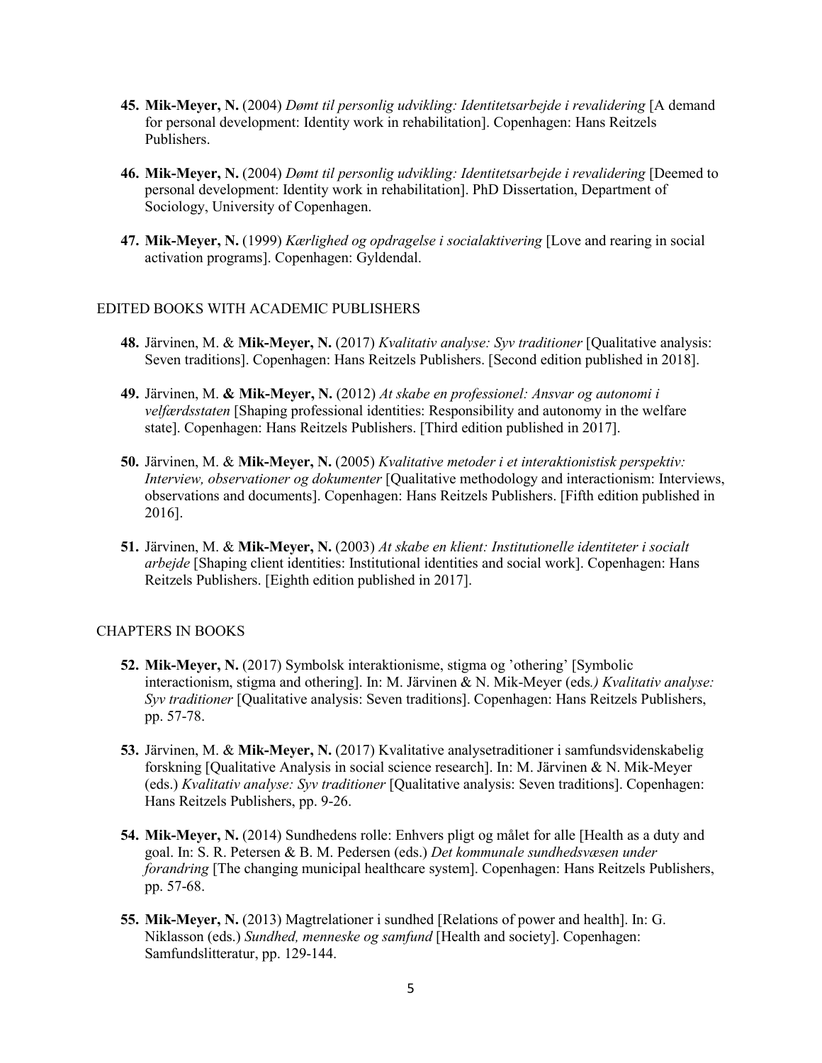45. **Mik-Meyer, N.** (2004) *Dømt til personlig udvikling: Identitetsarbejde i revalidering* [A demand for personal development: Identity work in rehabilitation]. Copenhagen: Hans Reitzels Publishers.

46. **Mik-Meyer, N.** (2004) *Dømt til personlig udvikling: Identitetsarbejde i revalidering* [Deemed to personal development: Identity work in rehabilitation]. PhD Dissertation, Department of Sociology, University of Copenhagen.

47. **Mik-Meyer, N.** (1999) *Kærlighed og opdragelse i socialaktivering* [Love and rearing in social activation programs]. Copenhagen: Gyldendal.

## EDITED BOOKS WITH ACADEMIC PUBLISHERS

48. Järvinen, M. & **Mik-Meyer, N.** (2017) *Kvalitativ analyse: Syv traditioner* [Qualitative analysis: Seven traditions]. Copenhagen: Hans Reitzels Publishers. [Second edition published in 2018].

49. Järvinen, M. **& Mik-Meyer, N.** (2012) *At skabe en professionel: Ansvar og autonomi i velfærdsstaten* [Shaping professional identities: Responsibility and autonomy in the welfare state]. Copenhagen: Hans Reitzels Publishers. [Third edition published in 2017].

50. Järvinen, M. & **Mik-Meyer, N.** (2005) *Kvalitative metoder i et interaktionistisk perspektiv: Interview, observationer og dokumenter* [Qualitative methodology and interactionism: Interviews, observations and documents]. Copenhagen: Hans Reitzels Publishers. [Fifth edition published in 2016].

51. Järvinen, M. & **Mik-Meyer, N.** (2003) *At skabe en klient: Institutionelle identiteter i socialt arbejde* [Shaping client identities: Institutional identities and social work]. Copenhagen: Hans Reitzels Publishers. [Eighth edition published in 2017].

## CHAPTERS IN BOOKS

52. **Mik-Meyer, N.** (2017) Symbolsk interaktionisme, stigma og 'othering' [Symbolic interactionism, stigma and othering]. In: M. Järvinen & N. Mik-Meyer (eds*.) Kvalitativ analyse: Syv traditioner* [Qualitative analysis: Seven traditions]. Copenhagen: Hans Reitzels Publishers, pp. 57-78.

53. Järvinen, M. & **Mik-Meyer, N.** (2017) Kvalitative analysetraditioner i samfundsvidenskabelig forskning [Qualitative Analysis in social science research]. In: M. Järvinen & N. Mik-Meyer (eds.) *Kvalitativ analyse: Syv traditioner* [Qualitative analysis: Seven traditions]. Copenhagen: Hans Reitzels Publishers, pp. 9-26.

54. **Mik-Meyer, N.** (2014) Sundhedens rolle: Enhvers pligt og målet for alle [Health as a duty and goal. In: S. R. Petersen & B. M. Pedersen (eds.) *Det kommunale sundhedsvæsen under forandring* [The changing municipal healthcare system]. Copenhagen: Hans Reitzels Publishers, pp. 57-68.

55. **Mik-Meyer, N.** (2013) Magtrelationer i sundhed [Relations of power and health]. In: G. Niklasson (eds.) *Sundhed, menneske og samfund* [Health and society]. Copenhagen: Samfundslitteratur, pp. 129-144.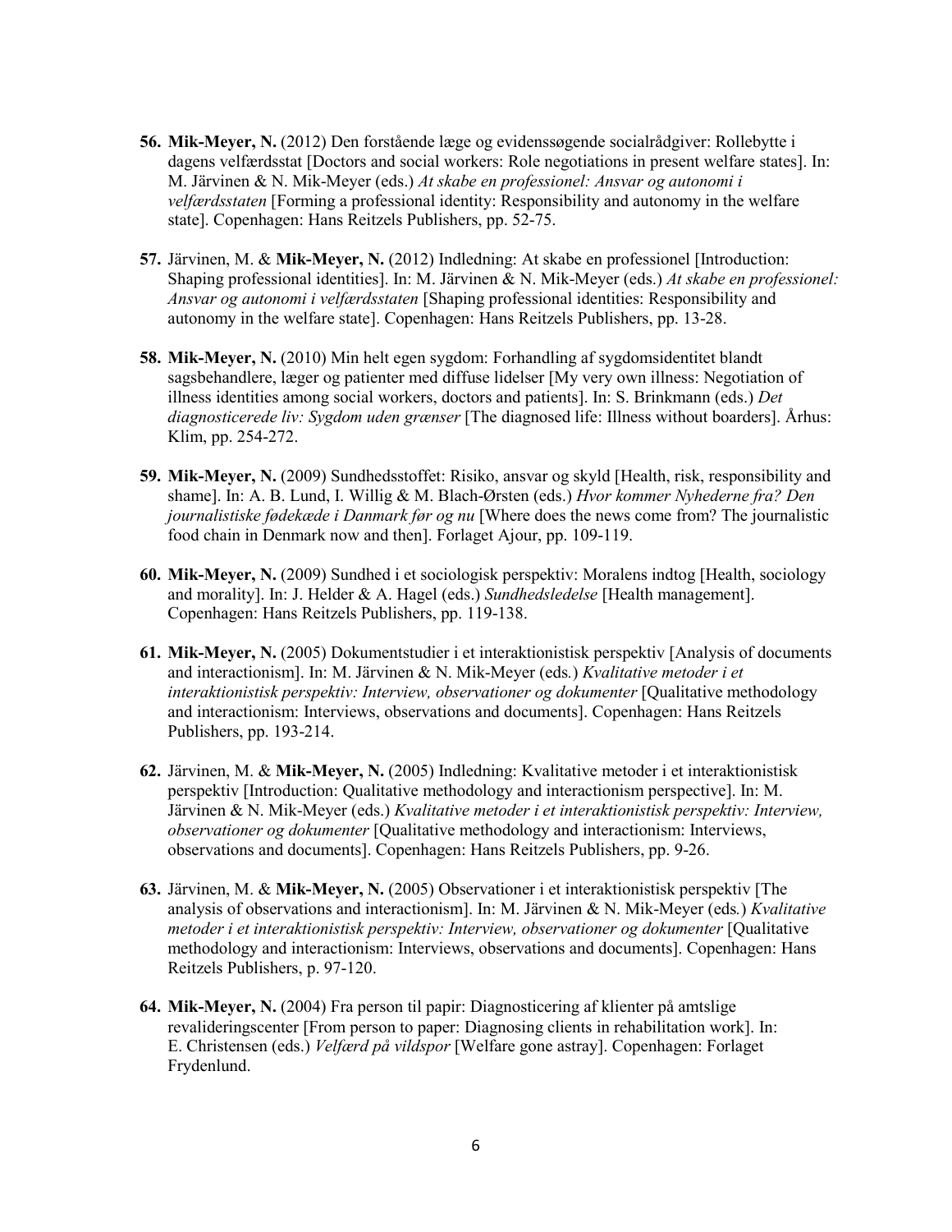56. **Mik-Meyer, N.** (2012) Den forstående læge og evidenssøgende socialrådgiver: Rollebytte i dagens velfærdsstat [Doctors and social workers: Role negotiations in present welfare states]. In: M. Järvinen & N. Mik-Meyer (eds.) *At skabe en professionel: Ansvar og autonomi i velfærdsstaten* [Forming a professional identity: Responsibility and autonomy in the welfare state]. Copenhagen: Hans Reitzels Publishers, pp. 52-75.

57. Järvinen, M. & **Mik-Meyer, N.** (2012) Indledning: At skabe en professionel [Introduction: Shaping professional identities]. In: M. Järvinen & N. Mik-Meyer (eds.) *At skabe en professionel: Ansvar og autonomi i velfærdsstaten* [Shaping professional identities: Responsibility and autonomy in the welfare state]. Copenhagen: Hans Reitzels Publishers, pp. 13-28.

58. **Mik-Meyer, N.** (2010) Min helt egen sygdom: Forhandling af sygdomsidentitet blandt sagsbehandlere, læger og patienter med diffuse lidelser [My very own illness: Negotiation of illness identities among social workers, doctors and patients]. In: S. Brinkmann (eds.) *Det diagnosticerede liv: Sygdom uden grænser* [The diagnosed life: Illness without boarders]. Århus: Klim, pp. 254-272.

59. **Mik-Meyer, N.** (2009) Sundhedsstoffet: Risiko, ansvar og skyld [Health, risk, responsibility and shame]. In: A. B. Lund, I. Willig & M. Blach-Ørsten (eds.) *Hvor kommer Nyhederne fra? Den journalistiske fødekæde i Danmark før og nu* [Where does the news come from? The journalistic food chain in Denmark now and then]. Forlaget Ajour, pp. 109-119.

60. **Mik-Meyer, N.** (2009) Sundhed i et sociologisk perspektiv: Moralens indtog [Health, sociology and morality]. In: J. Helder & A. Hagel (eds.) *Sundhedsledelse* [Health management]. Copenhagen: Hans Reitzels Publishers, pp. 119-138.

61. **Mik-Meyer, N.** (2005) Dokumentstudier i et interaktionistisk perspektiv [Analysis of documents and interactionism]. In: M. Järvinen & N. Mik-Meyer (eds.) *Kvalitative metoder i et interaktionistisk perspektiv: Interview, observationer og dokumenter* [Qualitative methodology and interactionism: Interviews, observations and documents]. Copenhagen: Hans Reitzels Publishers, pp. 193-214.

62. Järvinen, M. & **Mik-Meyer, N.** (2005) Indledning: Kvalitative metoder i et interaktionistisk perspektiv [Introduction: Qualitative methodology and interactionism perspective]. In: M. Järvinen & N. Mik-Meyer (eds.) *Kvalitative metoder i et interaktionistisk perspektiv: Interview, observationer og dokumenter* [Qualitative methodology and interactionism: Interviews, observations and documents]. Copenhagen: Hans Reitzels Publishers, pp. 9-26.

63. Järvinen, M. & **Mik-Meyer, N.** (2005) Observationer i et interaktionistisk perspektiv [The analysis of observations and interactionism]. In: M. Järvinen & N. Mik-Meyer (eds.) *Kvalitative metoder i et interaktionistisk perspektiv: Interview, observationer og dokumenter* [Qualitative methodology and interactionism: Interviews, observations and documents]. Copenhagen: Hans Reitzels Publishers, p. 97-120.

64. **Mik-Meyer, N.** (2004) Fra person til papir: Diagnosticering af klienter på amtslige revalideringscenter [From person to paper: Diagnosing clients in rehabilitation work]. In: E. Christensen (eds.) *Velfærd på vildspor* [Welfare gone astray]. Copenhagen: Forlaget Frydenlund.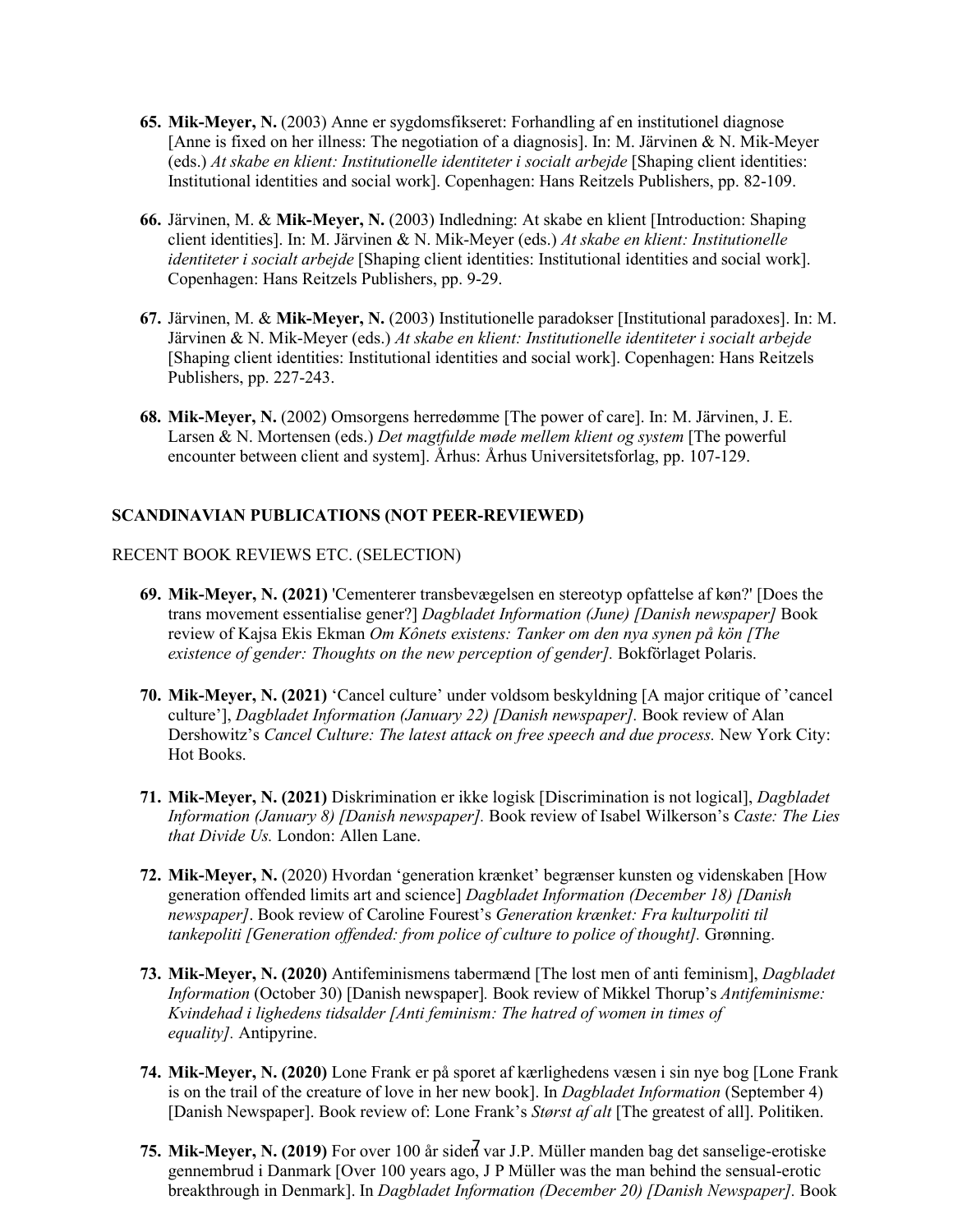65. **Mik-Meyer, N.** (2003) Anne er sygdomsfikseret: Forhandling af en institutionel diagnose [Anne is fixed on her illness: The negotiation of a diagnosis]. In: M. Järvinen & N. Mik-Meyer (eds.) *At skabe en klient: Institutionelle identiteter i socialt arbejde* [Shaping client identities: Institutional identities and social work]. Copenhagen: Hans Reitzels Publishers, pp. 82-109.

66. Järvinen, M. & **Mik-Meyer, N.** (2003) Indledning: At skabe en klient [Introduction: Shaping client identities]. In: M. Järvinen & N. Mik-Meyer (eds.) *At skabe en klient: Institutionelle identiteter i socialt arbejde* [Shaping client identities: Institutional identities and social work]. Copenhagen: Hans Reitzels Publishers, pp. 9-29.

67. Järvinen, M. & **Mik-Meyer, N.** (2003) Institutionelle paradokser [Institutional paradoxes]. In: M. Järvinen & N. Mik-Meyer (eds.) *At skabe en klient: Institutionelle identiteter i socialt arbejde* [Shaping client identities: Institutional identities and social work]. Copenhagen: Hans Reitzels Publishers, pp. 227-243.

68. **Mik-Meyer, N.** (2002) Omsorgens herredømme [The power of care]. In: M. Järvinen, J. E. Larsen & N. Mortensen (eds.) *Det magtfulde møde mellem klient og system* [The powerful encounter between client and system]. Århus: Århus Universitetsforlag, pp. 107-129.

## SCANDINAVIAN PUBLICATIONS (NOT PEER-REVIEWED)

RECENT BOOK REVIEWS ETC. (SELECTION)

69. **Mik-Meyer, N. (2021)** 'Cementerer transbevægelsen en stereotyp opfattelse af køn?' [Does the trans movement essentialise gener?] *Dagbladet Information (June) [Danish newspaper]* Book review of Kajsa Ekis Ekman *Om Kônets existens: Tanker om den nya synen på kön [The existence of gender: Thoughts on the new perception of gender].* Bokförlaget Polaris.

70. **Mik-Meyer, N. (2021)** 'Cancel culture' under voldsom beskyldning [A major critique of 'cancel culture'], *Dagbladet Information (January 22) [Danish newspaper].* Book review of Alan Dershowitz's *Cancel Culture: The latest attack on free speech and due process.* New York City: Hot Books.

71. **Mik-Meyer, N. (2021)** Diskrimination er ikke logisk [Discrimination is not logical], *Dagbladet Information (January 8) [Danish newspaper].* Book review of Isabel Wilkerson's *Caste: The Lies that Divide Us.* London: Allen Lane.

72. **Mik-Meyer, N.** (2020) Hvordan 'generation krænket' begrænser kunsten og videnskaben [How generation offended limits art and science] *Dagbladet Information (December 18) [Danish newspaper]*. Book review of Caroline Fourest's *Generation krænket: Fra kulturpoliti til tankepoliti [Generation offended: from police of culture to police of thought].* Grønning.

73. **Mik-Meyer, N. (2020)** Antifeminismens tabermænd [The lost men of anti feminism], *Dagbladet Information* (October 30) [Danish newspaper]*.* Book review of Mikkel Thorup's *Antifeminisme: Kvindehad i lighedens tidsalder [Anti feminism: The hatred of women in times of equality].* Antipyrine.

74. **Mik-Meyer, N. (2020)** Lone Frank er på sporet af kærlighedens væsen i sin nye bog [Lone Frank is on the trail of the creature of love in her new book]. In *Dagbladet Information* (September 4) [Danish Newspaper]. Book review of: Lone Frank's *Størst af alt* [The greatest of all]. Politiken.

75. **Mik-Meyer, N. (2019)** For over 100 år siden var J.P. Müller manden bag det sanselige-erotiske gennembrud i Danmark [Over 100 years ago, J P Müller was the man behind the sensual-erotic breakthrough in Denmark]. In *Dagbladet Information (December 20) [Danish Newspaper].* Book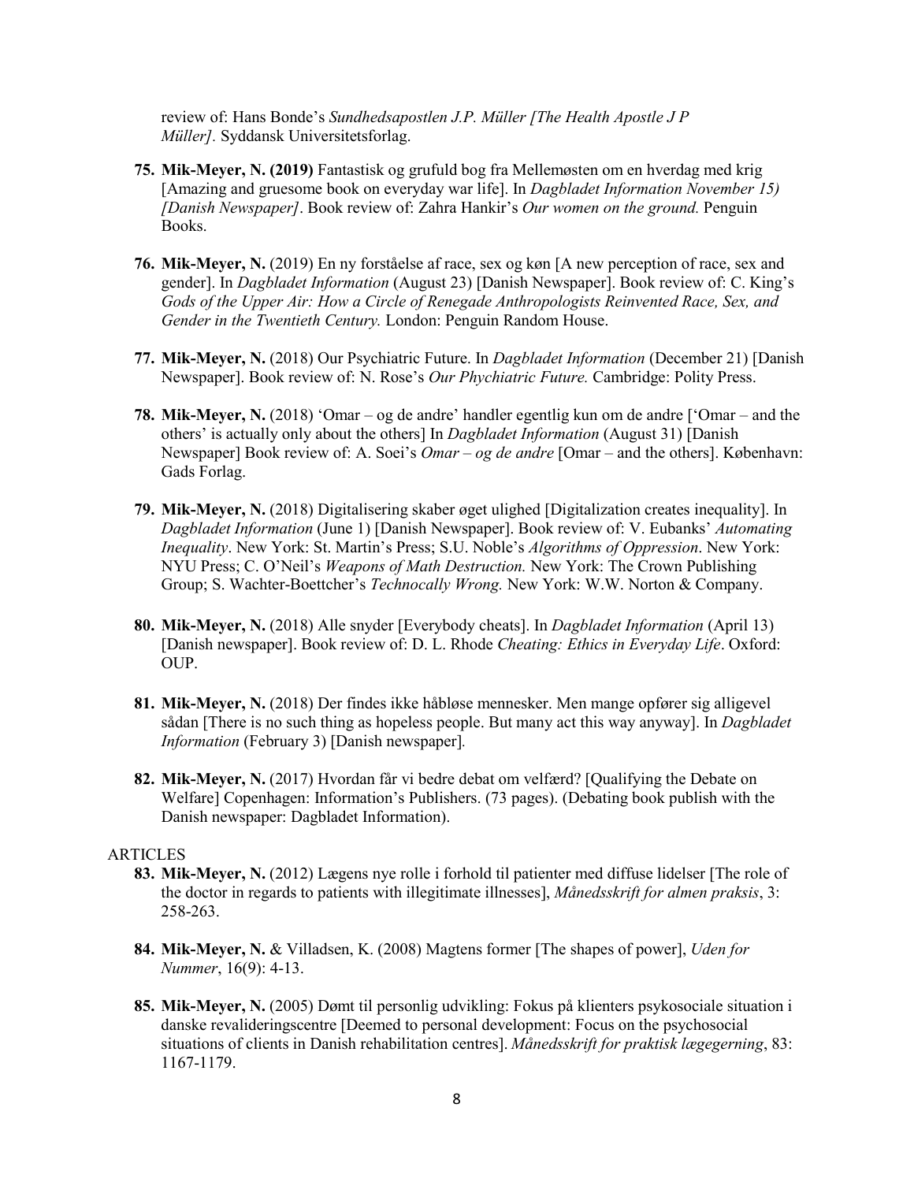review of: Hans Bonde's *Sundhedsapostlen J.P. Müller [The Health Apostle J P Müller].* Syddansk Universitetsforlag.

75. **Mik-Meyer, N. (2019)** Fantastisk og grufuld bog fra Mellemøsten om en hverdag med krig [Amazing and gruesome book on everyday war life]. In *Dagbladet Information November 15) [Danish Newspaper]*. Book review of: Zahra Hankir's *Our women on the ground.* Penguin Books.

76. **Mik-Meyer, N.** (2019) En ny forståelse af race, sex og køn [A new perception of race, sex and gender]. In *Dagbladet Information* (August 23) [Danish Newspaper]. Book review of: C. King's *Gods of the Upper Air: How a Circle of Renegade Anthropologists Reinvented Race, Sex, and Gender in the Twentieth Century.* London: Penguin Random House.

77. **Mik-Meyer, N.** (2018) Our Psychiatric Future. In *Dagbladet Information* (December 21) [Danish Newspaper]. Book review of: N. Rose's *Our Phychiatric Future.* Cambridge: Polity Press.

78. **Mik-Meyer, N.** (2018) 'Omar – og de andre' handler egentlig kun om de andre ['Omar – and the others' is actually only about the others] In *Dagbladet Information* (August 31) [Danish Newspaper] Book review of: A. Soei's *Omar – og de andre* [Omar – and the others]. København: Gads Forlag.

79. **Mik-Meyer, N.** (2018) Digitalisering skaber øget ulighed [Digitalization creates inequality]. In *Dagbladet Information* (June 1) [Danish Newspaper]. Book review of: V. Eubanks' *Automating Inequality*. New York: St. Martin's Press; S.U. Noble's *Algorithms of Oppression*. New York: NYU Press; C. O'Neil's *Weapons of Math Destruction.* New York: The Crown Publishing Group; S. Wachter-Boettcher's *Technocally Wrong.* New York: W.W. Norton & Company.

80. **Mik-Meyer, N.** (2018) Alle snyder [Everybody cheats]. In *Dagbladet Information* (April 13) [Danish newspaper]. Book review of: D. L. Rhode *Cheating: Ethics in Everyday Life*. Oxford: OUP.

81. **Mik-Meyer, N.** (2018) Der findes ikke håbløse mennesker. Men mange opfører sig alligevel sådan [There is no such thing as hopeless people. But many act this way anyway]. In *Dagbladet Information* (February 3) [Danish newspaper].

82. **Mik-Meyer, N.** (2017) Hvordan får vi bedre debat om velfærd? [Qualifying the Debate on Welfare] Copenhagen: Information's Publishers. (73 pages). (Debating book publish with the Danish newspaper: Dagbladet Information).

ARTICLES

83. **Mik-Meyer, N.** (2012) Lægens nye rolle i forhold til patienter med diffuse lidelser [The role of the doctor in regards to patients with illegitimate illnesses], *Månedsskrift for almen praksis*, 3: 258-263.

84. **Mik-Meyer, N.** & Villadsen, K. (2008) Magtens former [The shapes of power], *Uden for Nummer*, 16(9): 4-13.

85. **Mik-Meyer, N.** (2005) Dømt til personlig udvikling: Fokus på klienters psykosociale situation i danske revalideringscentre [Deemed to personal development: Focus on the psychosocial situations of clients in Danish rehabilitation centres]. *Månedsskrift for praktisk lægegerning*, 83: 1167-1179.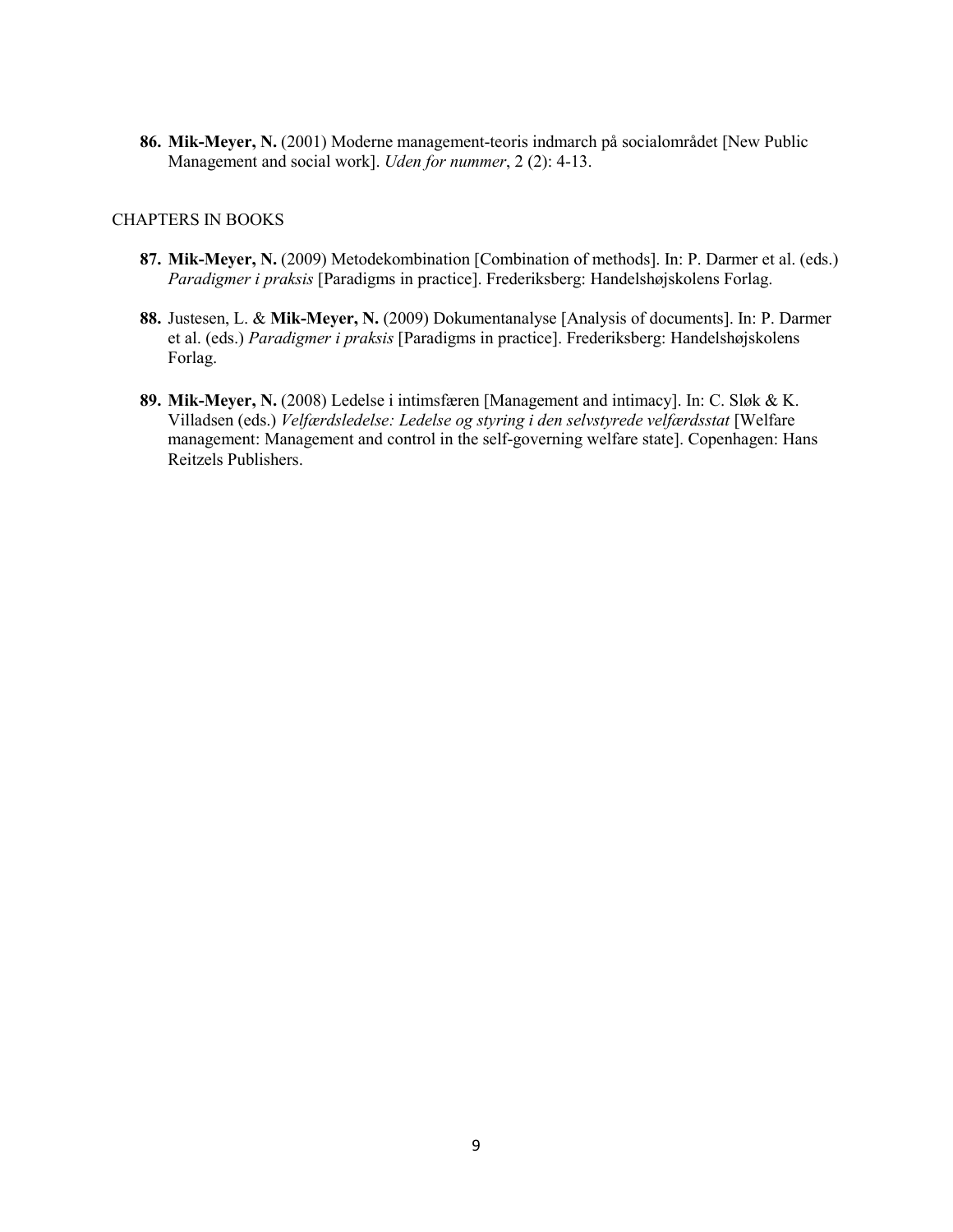86. **Mik-Meyer, N.** (2001) Moderne management-teoris indmarch på socialområdet [New Public Management and social work]. *Uden for nummer*, 2 (2): 4-13.

CHAPTERS IN BOOKS

87. **Mik-Meyer, N.** (2009) Metodekombination [Combination of methods]. In: P. Darmer et al. (eds.) *Paradigmer i praksis* [Paradigms in practice]. Frederiksberg: Handelshøjskolens Forlag.

88. Justesen, L. & **Mik-Meyer, N.** (2009) Dokumentanalyse [Analysis of documents]. In: P. Darmer et al. (eds.) *Paradigmer i praksis* [Paradigms in practice]. Frederiksberg: Handelshøjskolens Forlag.

89. **Mik-Meyer, N.** (2008) Ledelse i intimsfæren [Management and intimacy]. In: C. Sløk & K. Villadsen (eds.) *Velfærdsledelse: Ledelse og styring i den selvstyrede velfærdsstat* [Welfare management: Management and control in the self-governing welfare state]. Copenhagen: Hans Reitzels Publishers.